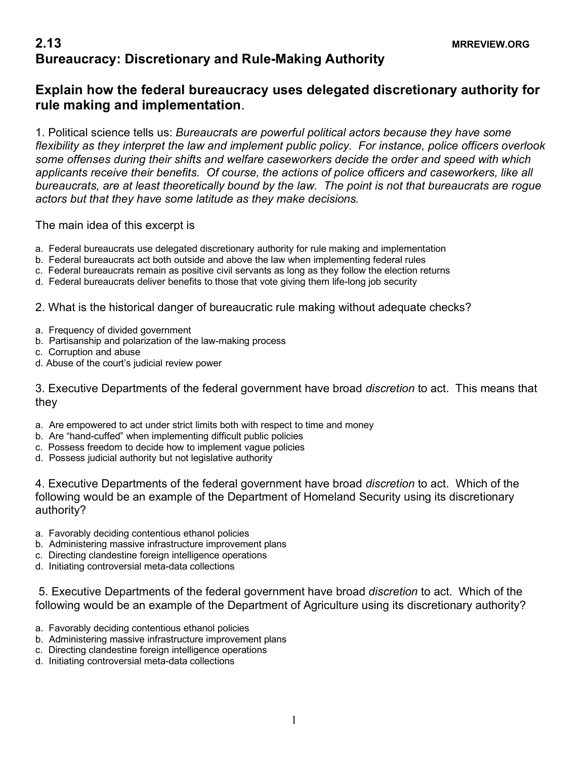# 2.13 Bureaucracy: Discretionary and Rule-Making Authority

MRREVIEW.ORG

## Explain how the federal bureaucracy uses delegated discretionary authority for rule making and implementation.

1. Political science tells us: *Bureaucrats are powerful political actors because they have some flexibility as they interpret the law and implement public policy. For instance, police officers overlook some offenses during their shifts and welfare caseworkers decide the order and speed with which applicants receive their benefits. Of course, the actions of police officers and caseworkers, like all bureaucrats, are at least theoretically bound by the law. The point is not that bureaucrats are rogue actors but that they have some latitude as they make decisions.*

The main idea of this excerpt is

a. Federal bureaucrats use delegated discretionary authority for rule making and implementation
b. Federal bureaucrats act both outside and above the law when implementing federal rules
c. Federal bureaucrats remain as positive civil servants as long as they follow the election returns
d. Federal bureaucrats deliver benefits to those that vote giving them life-long job security

2. What is the historical danger of bureaucratic rule making without adequate checks?

a. Frequency of divided government
b. Partisanship and polarization of the law-making process
c. Corruption and abuse
d. Abuse of the court's judicial review power

3. Executive Departments of the federal government have broad *discretion* to act. This means that they

a. Are empowered to act under strict limits both with respect to time and money
b. Are "hand-cuffed" when implementing difficult public policies
c. Possess freedom to decide how to implement vague policies
d. Possess judicial authority but not legislative authority

4. Executive Departments of the federal government have broad *discretion* to act. Which of the following would be an example of the Department of Homeland Security using its discretionary authority?

a. Favorably deciding contentious ethanol policies
b. Administering massive infrastructure improvement plans
c. Directing clandestine foreign intelligence operations
d. Initiating controversial meta-data collections

5. Executive Departments of the federal government have broad *discretion* to act. Which of the following would be an example of the Department of Agriculture using its discretionary authority?

a. Favorably deciding contentious ethanol policies
b. Administering massive infrastructure improvement plans
c. Directing clandestine foreign intelligence operations
d. Initiating controversial meta-data collections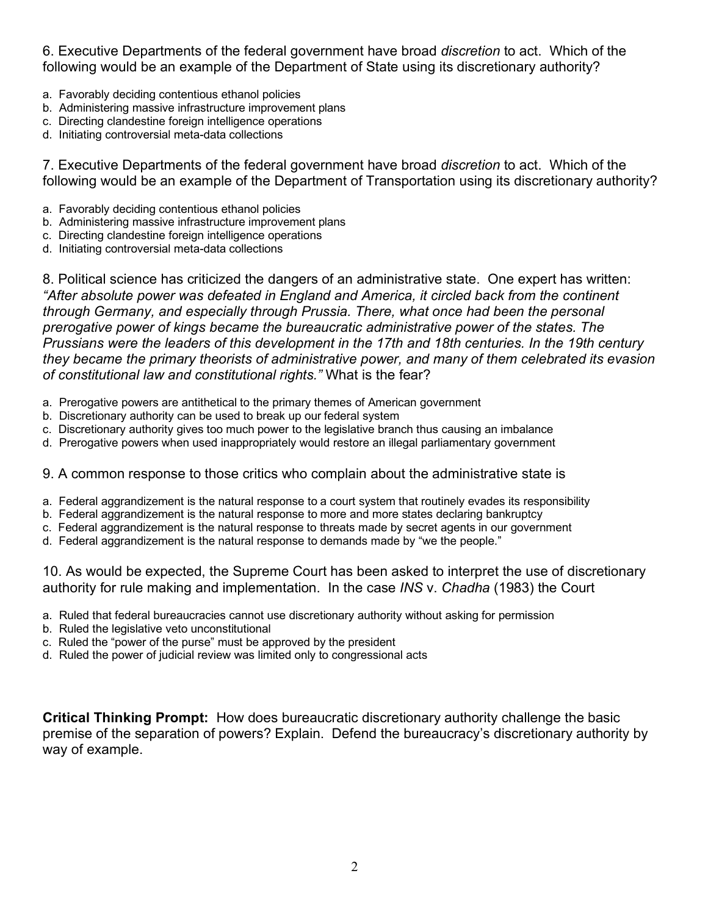6. Executive Departments of the federal government have broad *discretion* to act. Which of the following would be an example of the Department of State using its discretionary authority?

a. Favorably deciding contentious ethanol policies
b. Administering massive infrastructure improvement plans
c. Directing clandestine foreign intelligence operations
d. Initiating controversial meta-data collections

7. Executive Departments of the federal government have broad *discretion* to act. Which of the following would be an example of the Department of Transportation using its discretionary authority?

a. Favorably deciding contentious ethanol policies
b. Administering massive infrastructure improvement plans
c. Directing clandestine foreign intelligence operations
d. Initiating controversial meta-data collections

8. Political science has criticized the dangers of an administrative state. One expert has written: *"After absolute power was defeated in England and America, it circled back from the continent through Germany, and especially through Prussia. There, what once had been the personal prerogative power of kings became the bureaucratic administrative power of the states. The Prussians were the leaders of this development in the 17th and 18th centuries. In the 19th century they became the primary theorists of administrative power, and many of them celebrated its evasion of constitutional law and constitutional rights."* What is the fear?

a. Prerogative powers are antithetical to the primary themes of American government
b. Discretionary authority can be used to break up our federal system
c. Discretionary authority gives too much power to the legislative branch thus causing an imbalance
d. Prerogative powers when used inappropriately would restore an illegal parliamentary government

9. A common response to those critics who complain about the administrative state is

a. Federal aggrandizement is the natural response to a court system that routinely evades its responsibility
b. Federal aggrandizement is the natural response to more and more states declaring bankruptcy
c. Federal aggrandizement is the natural response to threats made by secret agents in our government
d. Federal aggrandizement is the natural response to demands made by "we the people."

10. As would be expected, the Supreme Court has been asked to interpret the use of discretionary authority for rule making and implementation. In the case *INS* v. *Chadha* (1983) the Court

a. Ruled that federal bureaucracies cannot use discretionary authority without asking for permission
b. Ruled the legislative veto unconstitutional
c. Ruled the "power of the purse" must be approved by the president
d. Ruled the power of judicial review was limited only to congressional acts

**Critical Thinking Prompt:** How does bureaucratic discretionary authority challenge the basic premise of the separation of powers? Explain. Defend the bureaucracy's discretionary authority by way of example.